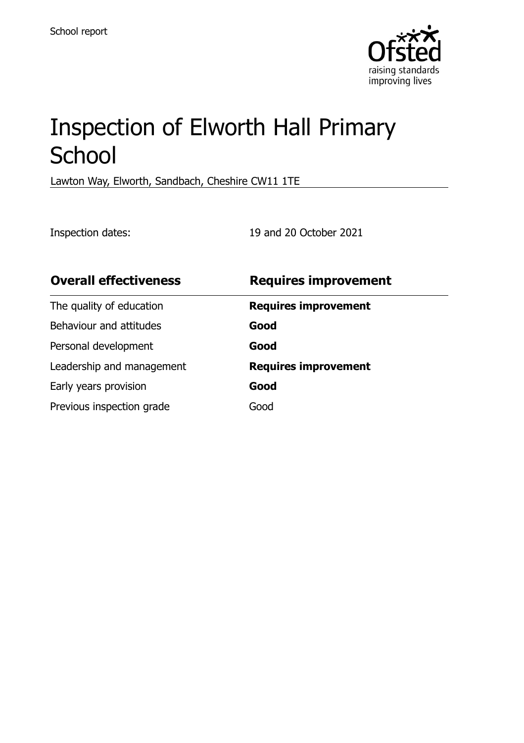School report

# Inspection of Elworth Hall Primary School

Lawton Way, Elworth, Sandbach, Cheshire CW11 1TE

Inspection dates: 19 and 20 October 2021

| **Overall effectiveness** | **Requires improvement** |
| --- | --- |
| The quality of education | **Requires improvement** |
| Behaviour and attitudes | **Good** |
| Personal development | **Good** |
| Leadership and management | **Requires improvement** |
| Early years provision | **Good** |
| Previous inspection grade | Good |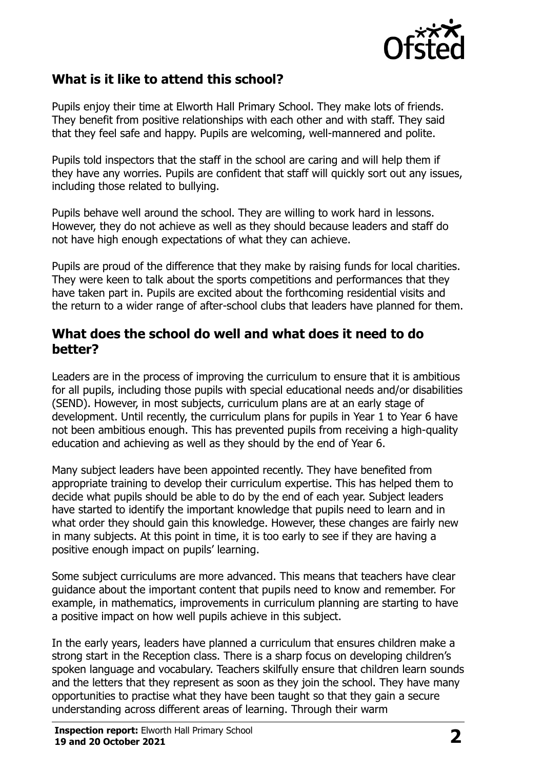## What is it like to attend this school?

Pupils enjoy their time at Elworth Hall Primary School. They make lots of friends. They benefit from positive relationships with each other and with staff. They said that they feel safe and happy. Pupils are welcoming, well-mannered and polite.

Pupils told inspectors that the staff in the school are caring and will help them if they have any worries. Pupils are confident that staff will quickly sort out any issues, including those related to bullying.

Pupils behave well around the school. They are willing to work hard in lessons. However, they do not achieve as well as they should because leaders and staff do not have high enough expectations of what they can achieve.

Pupils are proud of the difference that they make by raising funds for local charities. They were keen to talk about the sports competitions and performances that they have taken part in. Pupils are excited about the forthcoming residential visits and the return to a wider range of after-school clubs that leaders have planned for them.

## What does the school do well and what does it need to do better?

Leaders are in the process of improving the curriculum to ensure that it is ambitious for all pupils, including those pupils with special educational needs and/or disabilities (SEND). However, in most subjects, curriculum plans are at an early stage of development. Until recently, the curriculum plans for pupils in Year 1 to Year 6 have not been ambitious enough. This has prevented pupils from receiving a high-quality education and achieving as well as they should by the end of Year 6.

Many subject leaders have been appointed recently. They have benefited from appropriate training to develop their curriculum expertise. This has helped them to decide what pupils should be able to do by the end of each year. Subject leaders have started to identify the important knowledge that pupils need to learn and in what order they should gain this knowledge. However, these changes are fairly new in many subjects. At this point in time, it is too early to see if they are having a positive enough impact on pupils' learning.

Some subject curriculums are more advanced. This means that teachers have clear guidance about the important content that pupils need to know and remember. For example, in mathematics, improvements in curriculum planning are starting to have a positive impact on how well pupils achieve in this subject.

In the early years, leaders have planned a curriculum that ensures children make a strong start in the Reception class. There is a sharp focus on developing children's spoken language and vocabulary. Teachers skilfully ensure that children learn sounds and the letters that they represent as soon as they join the school. They have many opportunities to practise what they have been taught so that they gain a secure understanding across different areas of learning. Through their warm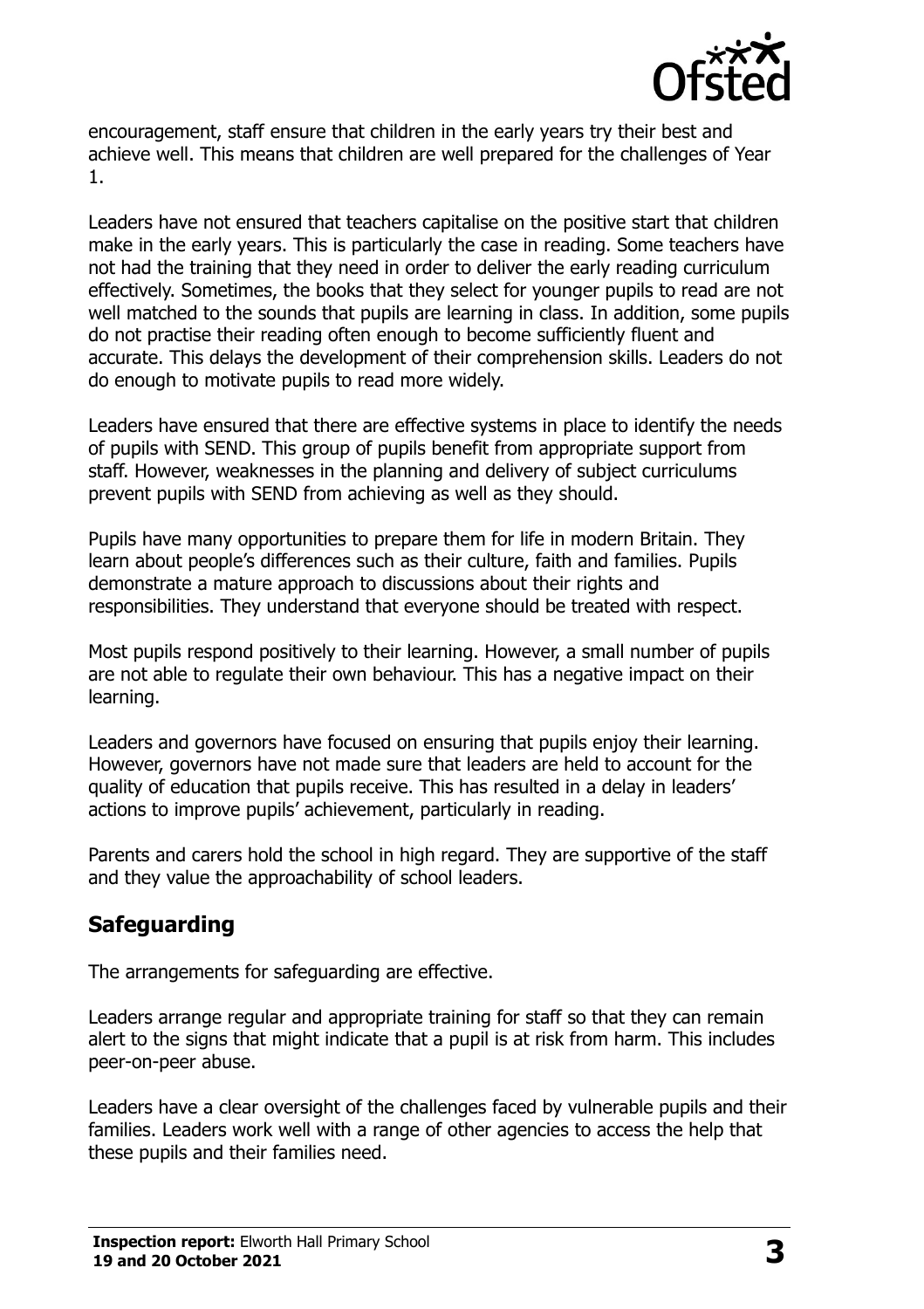encouragement, staff ensure that children in the early years try their best and achieve well. This means that children are well prepared for the challenges of Year 1.

Leaders have not ensured that teachers capitalise on the positive start that children make in the early years. This is particularly the case in reading. Some teachers have not had the training that they need in order to deliver the early reading curriculum effectively. Sometimes, the books that they select for younger pupils to read are not well matched to the sounds that pupils are learning in class. In addition, some pupils do not practise their reading often enough to become sufficiently fluent and accurate. This delays the development of their comprehension skills. Leaders do not do enough to motivate pupils to read more widely.

Leaders have ensured that there are effective systems in place to identify the needs of pupils with SEND. This group of pupils benefit from appropriate support from staff. However, weaknesses in the planning and delivery of subject curriculums prevent pupils with SEND from achieving as well as they should.

Pupils have many opportunities to prepare them for life in modern Britain. They learn about people's differences such as their culture, faith and families. Pupils demonstrate a mature approach to discussions about their rights and responsibilities. They understand that everyone should be treated with respect.

Most pupils respond positively to their learning. However, a small number of pupils are not able to regulate their own behaviour. This has a negative impact on their learning.

Leaders and governors have focused on ensuring that pupils enjoy their learning. However, governors have not made sure that leaders are held to account for the quality of education that pupils receive. This has resulted in a delay in leaders' actions to improve pupils' achievement, particularly in reading.

Parents and carers hold the school in high regard. They are supportive of the staff and they value the approachability of school leaders.

## Safeguarding

The arrangements for safeguarding are effective.

Leaders arrange regular and appropriate training for staff so that they can remain alert to the signs that might indicate that a pupil is at risk from harm. This includes peer-on-peer abuse.

Leaders have a clear oversight of the challenges faced by vulnerable pupils and their families. Leaders work well with a range of other agencies to access the help that these pupils and their families need.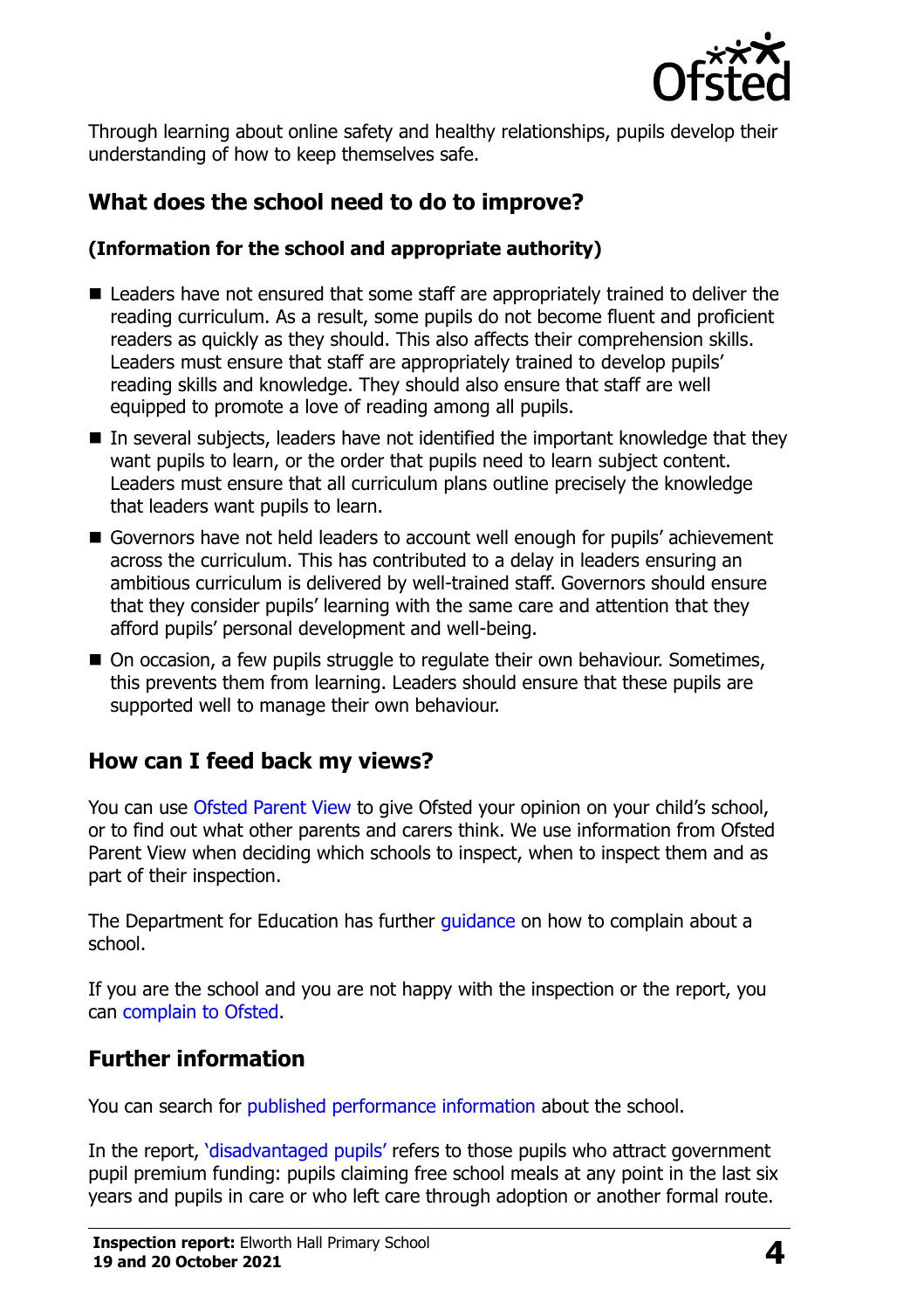Through learning about online safety and healthy relationships, pupils develop their understanding of how to keep themselves safe.

## What does the school need to do to improve?

**(Information for the school and appropriate authority)**

- Leaders have not ensured that some staff are appropriately trained to deliver the reading curriculum. As a result, some pupils do not become fluent and proficient readers as quickly as they should. This also affects their comprehension skills. Leaders must ensure that staff are appropriately trained to develop pupils' reading skills and knowledge. They should also ensure that staff are well equipped to promote a love of reading among all pupils.
- In several subjects, leaders have not identified the important knowledge that they want pupils to learn, or the order that pupils need to learn subject content. Leaders must ensure that all curriculum plans outline precisely the knowledge that leaders want pupils to learn.
- Governors have not held leaders to account well enough for pupils' achievement across the curriculum. This has contributed to a delay in leaders ensuring an ambitious curriculum is delivered by well-trained staff. Governors should ensure that they consider pupils' learning with the same care and attention that they afford pupils' personal development and well-being.
- On occasion, a few pupils struggle to regulate their own behaviour. Sometimes, this prevents them from learning. Leaders should ensure that these pupils are supported well to manage their own behaviour.

## How can I feed back my views?

You can use Ofsted Parent View to give Ofsted your opinion on your child's school, or to find out what other parents and carers think. We use information from Ofsted Parent View when deciding which schools to inspect, when to inspect them and as part of their inspection.

The Department for Education has further guidance on how to complain about a school.

If you are the school and you are not happy with the inspection or the report, you can complain to Ofsted.

## Further information

You can search for published performance information about the school.

In the report, 'disadvantaged pupils' refers to those pupils who attract government pupil premium funding: pupils claiming free school meals at any point in the last six years and pupils in care or who left care through adoption or another formal route.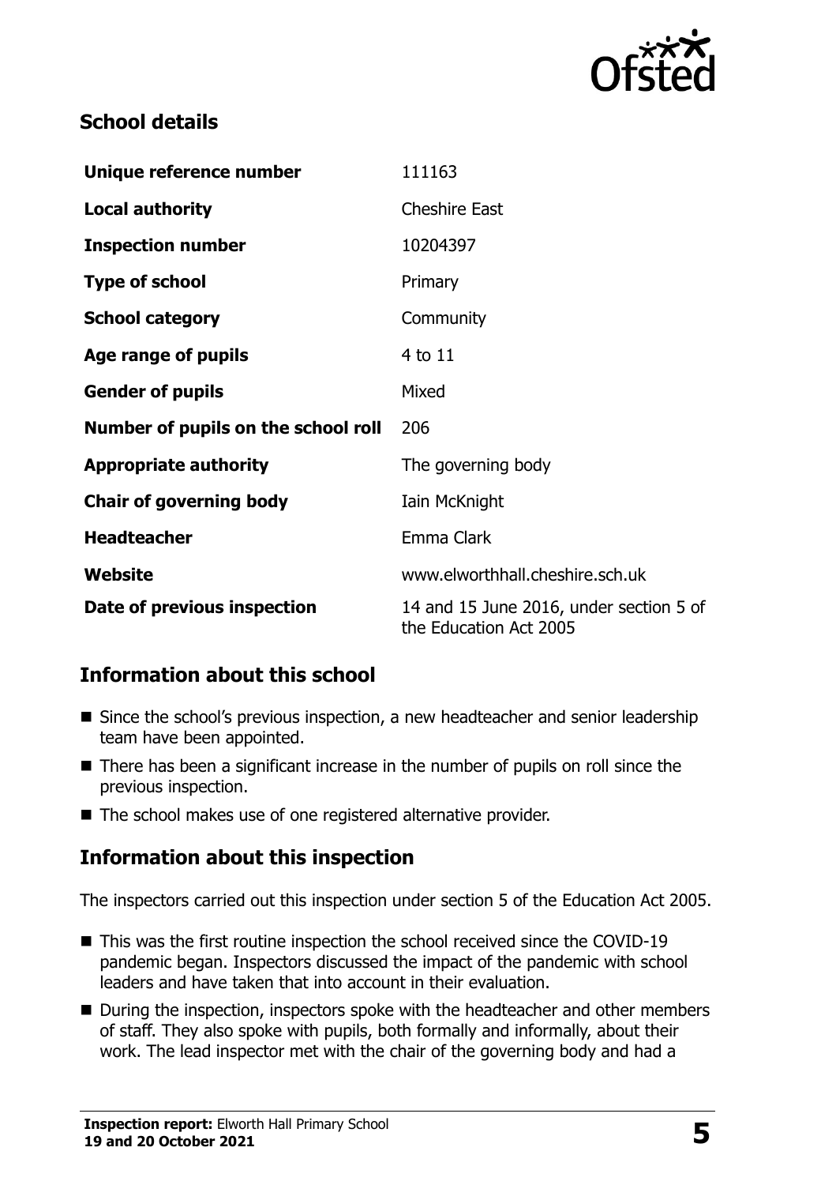## School details

| | |
|---|---|
| **Unique reference number** | 111163 |
| **Local authority** | Cheshire East |
| **Inspection number** | 10204397 |
| **Type of school** | Primary |
| **School category** | Community |
| **Age range of pupils** | 4 to 11 |
| **Gender of pupils** | Mixed |
| **Number of pupils on the school roll** | 206 |
| **Appropriate authority** | The governing body |
| **Chair of governing body** | Iain McKnight |
| **Headteacher** | Emma Clark |
| **Website** | www.elworthhall.cheshire.sch.uk |
| **Date of previous inspection** | 14 and 15 June 2016, under section 5 of the Education Act 2005 |

## Information about this school

- Since the school's previous inspection, a new headteacher and senior leadership team have been appointed.
- There has been a significant increase in the number of pupils on roll since the previous inspection.
- The school makes use of one registered alternative provider.

## Information about this inspection

The inspectors carried out this inspection under section 5 of the Education Act 2005.

- This was the first routine inspection the school received since the COVID-19 pandemic began. Inspectors discussed the impact of the pandemic with school leaders and have taken that into account in their evaluation.
- During the inspection, inspectors spoke with the headteacher and other members of staff. They also spoke with pupils, both formally and informally, about their work. The lead inspector met with the chair of the governing body and had a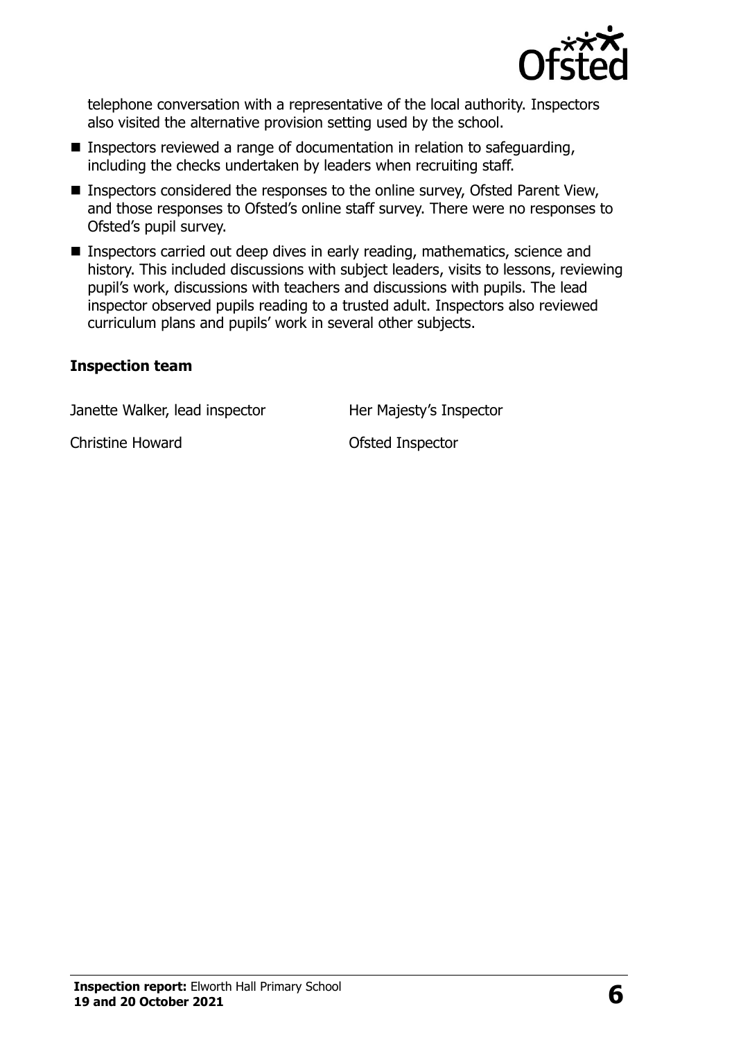telephone conversation with a representative of the local authority. Inspectors also visited the alternative provision setting used by the school.

- Inspectors reviewed a range of documentation in relation to safeguarding, including the checks undertaken by leaders when recruiting staff.
- Inspectors considered the responses to the online survey, Ofsted Parent View, and those responses to Ofsted's online staff survey. There were no responses to Ofsted's pupil survey.
- Inspectors carried out deep dives in early reading, mathematics, science and history. This included discussions with subject leaders, visits to lessons, reviewing pupil's work, discussions with teachers and discussions with pupils. The lead inspector observed pupils reading to a trusted adult. Inspectors also reviewed curriculum plans and pupils' work in several other subjects.

### Inspection team

| | |
|---|---|
| Janette Walker, lead inspector | Her Majesty's Inspector |
| Christine Howard | Ofsted Inspector |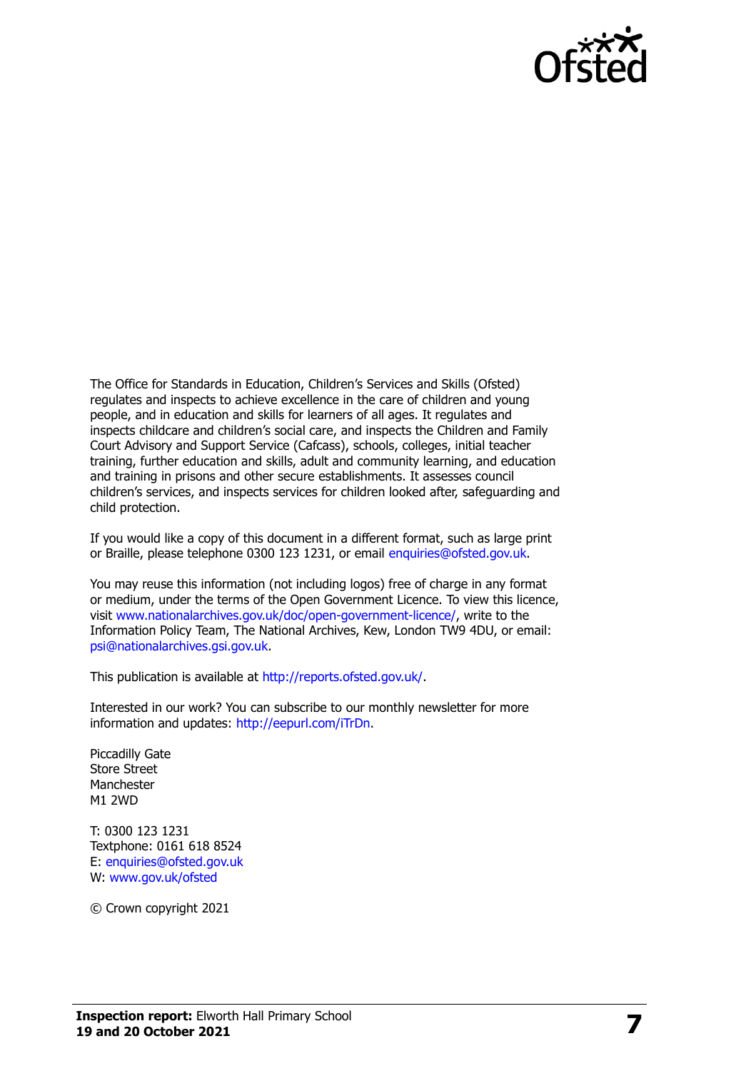The Office for Standards in Education, Children's Services and Skills (Ofsted) regulates and inspects to achieve excellence in the care of children and young people, and in education and skills for learners of all ages. It regulates and inspects childcare and children's social care, and inspects the Children and Family Court Advisory and Support Service (Cafcass), schools, colleges, initial teacher training, further education and skills, adult and community learning, and education and training in prisons and other secure establishments. It assesses council children's services, and inspects services for children looked after, safeguarding and child protection.

If you would like a copy of this document in a different format, such as large print or Braille, please telephone 0300 123 1231, or email enquiries@ofsted.gov.uk.

You may reuse this information (not including logos) free of charge in any format or medium, under the terms of the Open Government Licence. To view this licence, visit www.nationalarchives.gov.uk/doc/open-government-licence/, write to the Information Policy Team, The National Archives, Kew, London TW9 4DU, or email: psi@nationalarchives.gsi.gov.uk.

This publication is available at http://reports.ofsted.gov.uk/.

Interested in our work? You can subscribe to our monthly newsletter for more information and updates: http://eepurl.com/iTrDn.

Piccadilly Gate
Store Street
Manchester
M1 2WD

T: 0300 123 1231
Textphone: 0161 618 8524
E: enquiries@ofsted.gov.uk
W: www.gov.uk/ofsted

© Crown copyright 2021